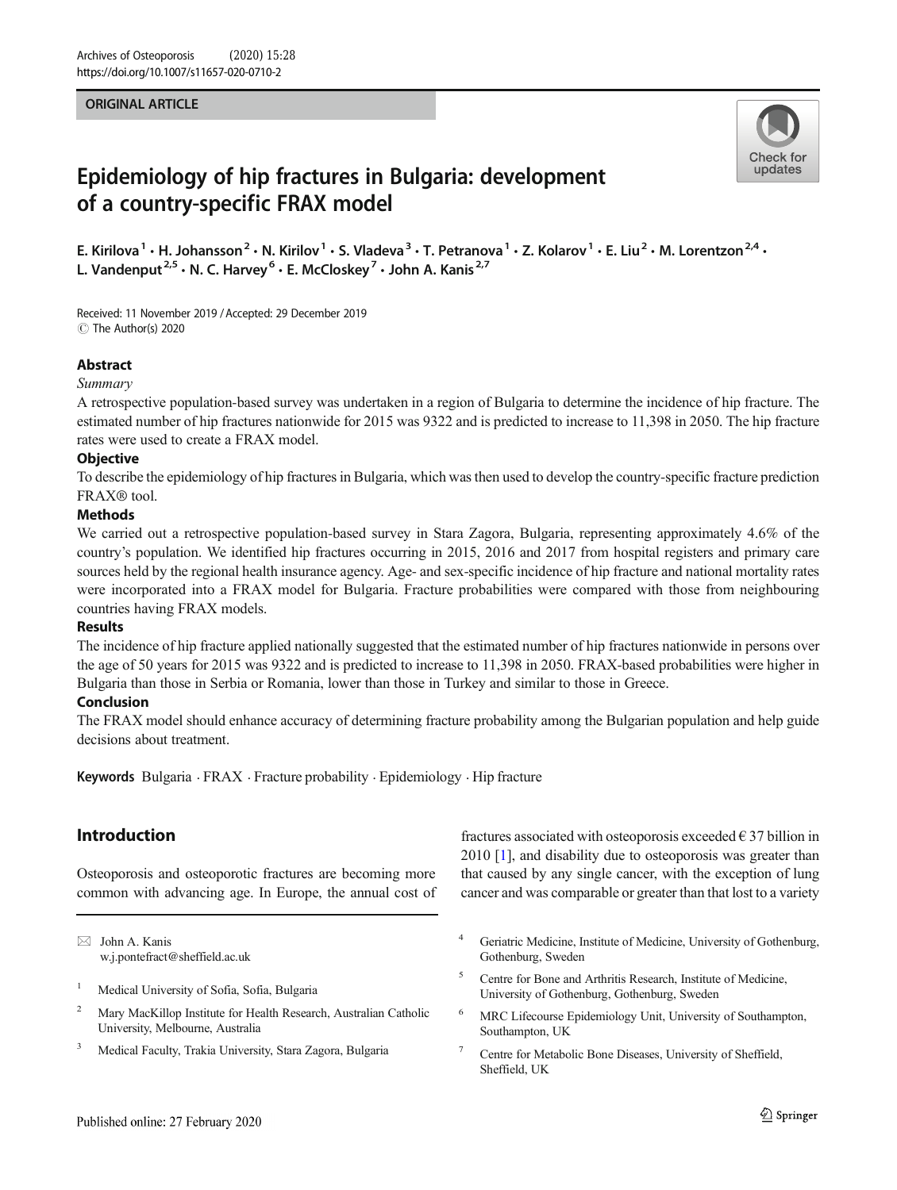ORIGINAL ARTICLE

# Epidemiology of hip fractures in Bulgaria: development of a country-specific FRAX model

E. Kirilova[1] · H. Johansson[2] · N. Kirilov[1] · S. Vladeva[3] · T. Petranova[1] · Z. Kolarov[1] · E. Liu[2] · M. Lorentzon[2,4] · L. Vandenput[2,5] · N. C. Harvey[6] · E. McCloskey[7] · John A. Kanis[2,7]

Received: 11 November 2019 / Accepted: 29 December 2019
© The Author(s) 2020

## Abstract

*Summary*

A retrospective population-based survey was undertaken in a region of Bulgaria to determine the incidence of hip fracture. The estimated number of hip fractures nationwide for 2015 was 9322 and is predicted to increase to 11,398 in 2050. The hip fracture rates were used to create a FRAX model.

**Objective**

To describe the epidemiology of hip fractures in Bulgaria, which was then used to develop the country-specific fracture prediction FRAX® tool.

**Methods**

We carried out a retrospective population-based survey in Stara Zagora, Bulgaria, representing approximately 4.6% of the country's population. We identified hip fractures occurring in 2015, 2016 and 2017 from hospital registers and primary care sources held by the regional health insurance agency. Age- and sex-specific incidence of hip fracture and national mortality rates were incorporated into a FRAX model for Bulgaria. Fracture probabilities were compared with those from neighbouring countries having FRAX models.

**Results**

The incidence of hip fracture applied nationally suggested that the estimated number of hip fractures nationwide in persons over the age of 50 years for 2015 was 9322 and is predicted to increase to 11,398 in 2050. FRAX-based probabilities were higher in Bulgaria than those in Serbia or Romania, lower than those in Turkey and similar to those in Greece.

**Conclusion**

The FRAX model should enhance accuracy of determining fracture probability among the Bulgarian population and help guide decisions about treatment.

**Keywords** Bulgaria · FRAX · Fracture probability · Epidemiology · Hip fracture

## Introduction

Osteoporosis and osteoporotic fractures are becoming more common with advancing age. In Europe, the annual cost of fractures associated with osteoporosis exceeded € 37 billion in 2010 [1], and disability due to osteoporosis was greater than that caused by any single cancer, with the exception of lung cancer and was comparable or greater than that lost to a variety

---

✉ John A. Kanis
w.j.pontefract@sheffield.ac.uk

1 Medical University of Sofia, Sofia, Bulgaria

2 Mary MacKillop Institute for Health Research, Australian Catholic University, Melbourne, Australia

3 Medical Faculty, Trakia University, Stara Zagora, Bulgaria

4 Geriatric Medicine, Institute of Medicine, University of Gothenburg, Gothenburg, Sweden

5 Centre for Bone and Arthritis Research, Institute of Medicine, University of Gothenburg, Gothenburg, Sweden

6 MRC Lifecourse Epidemiology Unit, University of Southampton, Southampton, UK

7 Centre for Metabolic Bone Diseases, University of Sheffield, Sheffield, UK

Published online: 27 February 2020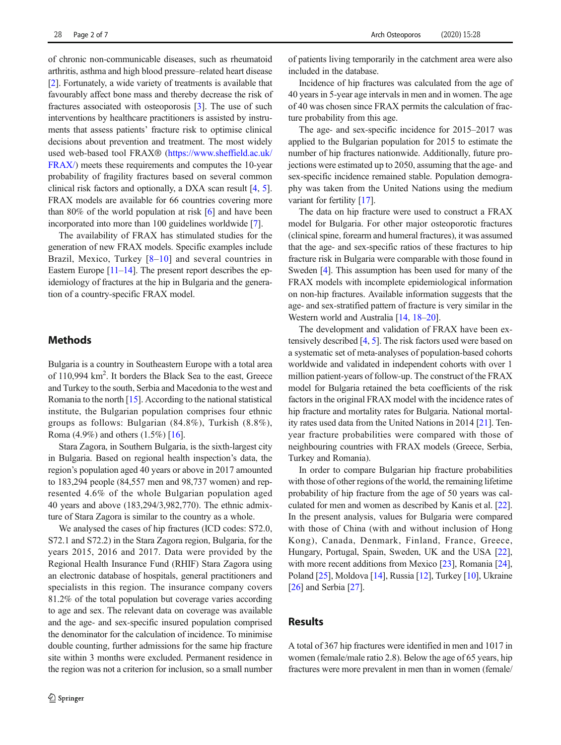of chronic non-communicable diseases, such as rheumatoid arthritis, asthma and high blood pressure–related heart disease [2]. Fortunately, a wide variety of treatments is available that favourably affect bone mass and thereby decrease the risk of fractures associated with osteoporosis [3]. The use of such interventions by healthcare practitioners is assisted by instruments that assess patients' fracture risk to optimise clinical decisions about prevention and treatment. The most widely used web-based tool FRAX® (https://www.sheffield.ac.uk/FRAX/) meets these requirements and computes the 10-year probability of fragility fractures based on several common clinical risk factors and optionally, a DXA scan result [4, 5]. FRAX models are available for 66 countries covering more than 80% of the world population at risk [6] and have been incorporated into more than 100 guidelines worldwide [7].

The availability of FRAX has stimulated studies for the generation of new FRAX models. Specific examples include Brazil, Mexico, Turkey [8–10] and several countries in Eastern Europe [11–14]. The present report describes the epidemiology of fractures at the hip in Bulgaria and the generation of a country-specific FRAX model.

## Methods

Bulgaria is a country in Southeastern Europe with a total area of 110,994 km$^2$. It borders the Black Sea to the east, Greece and Turkey to the south, Serbia and Macedonia to the west and Romania to the north [15]. According to the national statistical institute, the Bulgarian population comprises four ethnic groups as follows: Bulgarian (84.8%), Turkish (8.8%), Roma (4.9%) and others (1.5%) [16].

Stara Zagora, in Southern Bulgaria, is the sixth-largest city in Bulgaria. Based on regional health inspection's data, the region's population aged 40 years or above in 2017 amounted to 183,294 people (84,557 men and 98,737 women) and represented 4.6% of the whole Bulgarian population aged 40 years and above (183,294/3,982,770). The ethnic admixture of Stara Zagora is similar to the country as a whole.

We analysed the cases of hip fractures (ICD codes: S72.0, S72.1 and S72.2) in the Stara Zagora region, Bulgaria, for the years 2015, 2016 and 2017. Data were provided by the Regional Health Insurance Fund (RHIF) Stara Zagora using an electronic database of hospitals, general practitioners and specialists in this region. The insurance company covers 81.2% of the total population but coverage varies according to age and sex. The relevant data on coverage was available and the age- and sex-specific insured population comprised the denominator for the calculation of incidence. To minimise double counting, further admissions for the same hip fracture site within 3 months were excluded. Permanent residence in the region was not a criterion for inclusion, so a small number of patients living temporarily in the catchment area were also included in the database.

Incidence of hip fractures was calculated from the age of 40 years in 5-year age intervals in men and in women. The age of 40 was chosen since FRAX permits the calculation of fracture probability from this age.

The age- and sex-specific incidence for 2015–2017 was applied to the Bulgarian population for 2015 to estimate the number of hip fractures nationwide. Additionally, future projections were estimated up to 2050, assuming that the age- and sex-specific incidence remained stable. Population demography was taken from the United Nations using the medium variant for fertility [17].

The data on hip fracture were used to construct a FRAX model for Bulgaria. For other major osteoporotic fractures (clinical spine, forearm and humeral fractures), it was assumed that the age- and sex-specific ratios of these fractures to hip fracture risk in Bulgaria were comparable with those found in Sweden [4]. This assumption has been used for many of the FRAX models with incomplete epidemiological information on non-hip fractures. Available information suggests that the age- and sex-stratified pattern of fracture is very similar in the Western world and Australia [14, 18–20].

The development and validation of FRAX have been extensively described [4, 5]. The risk factors used were based on a systematic set of meta-analyses of population-based cohorts worldwide and validated in independent cohorts with over 1 million patient-years of follow-up. The construct of the FRAX model for Bulgaria retained the beta coefficients of the risk factors in the original FRAX model with the incidence rates of hip fracture and mortality rates for Bulgaria. National mortality rates used data from the United Nations in 2014 [21]. Ten-year fracture probabilities were compared with those of neighbouring countries with FRAX models (Greece, Serbia, Turkey and Romania).

In order to compare Bulgarian hip fracture probabilities with those of other regions of the world, the remaining lifetime probability of hip fracture from the age of 50 years was calculated for men and women as described by Kanis et al. [22]. In the present analysis, values for Bulgaria were compared with those of China (with and without inclusion of Hong Kong), Canada, Denmark, Finland, France, Greece, Hungary, Portugal, Spain, Sweden, UK and the USA [22], with more recent additions from Mexico [23], Romania [24], Poland [25], Moldova [14], Russia [12], Turkey [10], Ukraine [26] and Serbia [27].

## Results

A total of 367 hip fractures were identified in men and 1017 in women (female/male ratio 2.8). Below the age of 65 years, hip fractures were more prevalent in men than in women (female/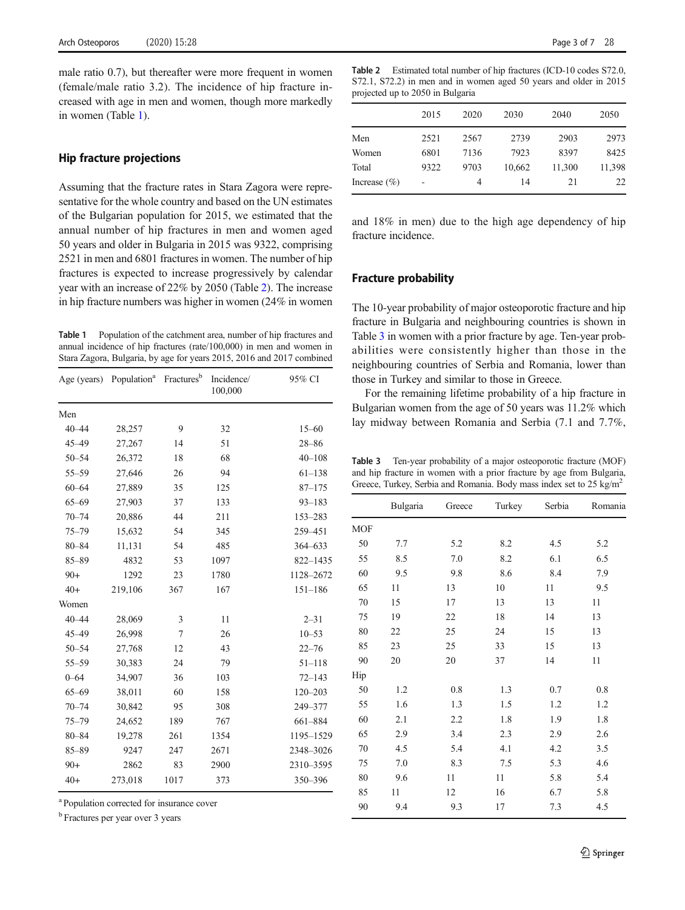male ratio 0.7), but thereafter were more frequent in women (female/male ratio 3.2). The incidence of hip fracture increased with age in men and women, though more markedly in women (Table 1).

## Hip fracture projections

Assuming that the fracture rates in Stara Zagora were representative for the whole country and based on the UN estimates of the Bulgarian population for 2015, we estimated that the annual number of hip fractures in men and women aged 50 years and older in Bulgaria in 2015 was 9322, comprising 2521 in men and 6801 fractures in women. The number of hip fractures is expected to increase progressively by calendar year with an increase of 22% by 2050 (Table 2). The increase in hip fracture numbers was higher in women (24% in women and 18% in men) due to the high age dependency of hip fracture incidence.

**Table 1** Population of the catchment area, number of hip fractures and annual incidence of hip fractures (rate/100,000) in men and women in Stara Zagora, Bulgaria, by age for years 2015, 2016 and 2017 combined

| Age (years) | Population[a] | Fractures[b] | Incidence/ 100,000 | 95% CI |
|---|---|---|---|---|
| Men | | | | |
| 40–44 | 28,257 | 9 | 32 | 15–60 |
| 45–49 | 27,267 | 14 | 51 | 28–86 |
| 50–54 | 26,372 | 18 | 68 | 40–108 |
| 55–59 | 27,646 | 26 | 94 | 61–138 |
| 60–64 | 27,889 | 35 | 125 | 87–175 |
| 65–69 | 27,903 | 37 | 133 | 93–183 |
| 70–74 | 20,886 | 44 | 211 | 153–283 |
| 75–79 | 15,632 | 54 | 345 | 259–451 |
| 80–84 | 11,131 | 54 | 485 | 364–633 |
| 85–89 | 4832 | 53 | 1097 | 822–1435 |
| 90+ | 1292 | 23 | 1780 | 1128–2672 |
| 40+ | 219,106 | 367 | 167 | 151–186 |
| Women | | | | |
| 40–44 | 28,069 | 3 | 11 | 2–31 |
| 45–49 | 26,998 | 7 | 26 | 10–53 |
| 50–54 | 27,768 | 12 | 43 | 22–76 |
| 55–59 | 30,383 | 24 | 79 | 51–118 |
| 0–64 | 34,907 | 36 | 103 | 72–143 |
| 65–69 | 38,011 | 60 | 158 | 120–203 |
| 70–74 | 30,842 | 95 | 308 | 249–377 |
| 75–79 | 24,652 | 189 | 767 | 661–884 |
| 80–84 | 19,278 | 261 | 1354 | 1195–1529 |
| 85–89 | 9247 | 247 | 2671 | 2348–3026 |
| 90+ | 2862 | 83 | 2900 | 2310–3595 |
| 40+ | 273,018 | 1017 | 373 | 350–396 |

[a] Population corrected for insurance cover

[b] Fractures per year over 3 years

**Table 2** Estimated total number of hip fractures (ICD-10 codes S72.0, S72.1, S72.2) in men and in women aged 50 years and older in 2015 projected up to 2050 in Bulgaria

| | 2015 | 2020 | 2030 | 2040 | 2050 |
|---|---|---|---|---|---|
| Men | 2521 | 2567 | 2739 | 2903 | 2973 |
| Women | 6801 | 7136 | 7923 | 8397 | 8425 |
| Total | 9322 | 9703 | 10,662 | 11,300 | 11,398 |
| Increase (%) | - | 4 | 14 | 21 | 22 |

## Fracture probability

The 10-year probability of major osteoporotic fracture and hip fracture in Bulgaria and neighbouring countries is shown in Table 3 in women with a prior fracture by age. Ten-year probabilities were consistently higher than those in the neighbouring countries of Serbia and Romania, lower than those in Turkey and similar to those in Greece.

For the remaining lifetime probability of a hip fracture in Bulgarian women from the age of 50 years was 11.2% which lay midway between Romania and Serbia (7.1 and 7.7%,

**Table 3** Ten-year probability of a major osteoporotic fracture (MOF) and hip fracture in women with a prior fracture by age from Bulgaria, Greece, Turkey, Serbia and Romania. Body mass index set to 25 kg/m$^2$

| | Bulgaria | Greece | Turkey | Serbia | Romania |
|---|---|---|---|---|---|
| MOF | | | | | |
| 50 | 7.7 | 5.2 | 8.2 | 4.5 | 5.2 |
| 55 | 8.5 | 7.0 | 8.2 | 6.1 | 6.5 |
| 60 | 9.5 | 9.8 | 8.6 | 8.4 | 7.9 |
| 65 | 11 | 13 | 10 | 11 | 9.5 |
| 70 | 15 | 17 | 13 | 13 | 11 |
| 75 | 19 | 22 | 18 | 14 | 13 |
| 80 | 22 | 25 | 24 | 15 | 13 |
| 85 | 23 | 25 | 33 | 15 | 13 |
| 90 | 20 | 20 | 37 | 14 | 11 |
| Hip | | | | | |
| 50 | 1.2 | 0.8 | 1.3 | 0.7 | 0.8 |
| 55 | 1.6 | 1.3 | 1.5 | 1.2 | 1.2 |
| 60 | 2.1 | 2.2 | 1.8 | 1.9 | 1.8 |
| 65 | 2.9 | 3.4 | 2.3 | 2.9 | 2.6 |
| 70 | 4.5 | 5.4 | 4.1 | 4.2 | 3.5 |
| 75 | 7.0 | 8.3 | 7.5 | 5.3 | 4.6 |
| 80 | 9.6 | 11 | 11 | 5.8 | 5.4 |
| 85 | 11 | 12 | 16 | 6.7 | 5.8 |
| 90 | 9.4 | 9.3 | 17 | 7.3 | 4.5 |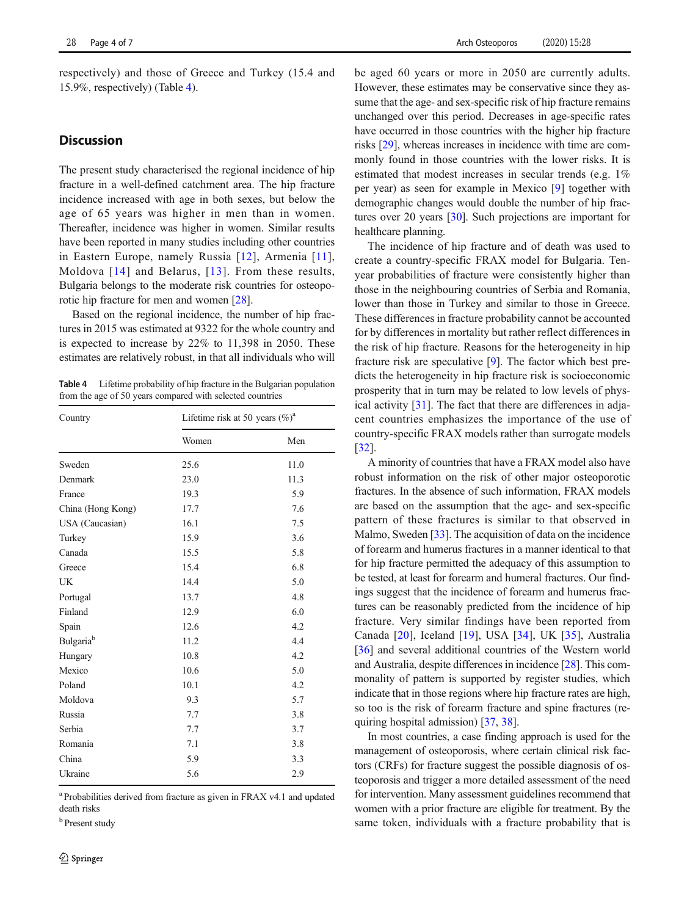respectively) and those of Greece and Turkey (15.4 and 15.9%, respectively) (Table 4).

## Discussion

The present study characterised the regional incidence of hip fracture in a well-defined catchment area. The hip fracture incidence increased with age in both sexes, but below the age of 65 years was higher in men than in women. Thereafter, incidence was higher in women. Similar results have been reported in many studies including other countries in Eastern Europe, namely Russia [12], Armenia [11], Moldova [14] and Belarus, [13]. From these results, Bulgaria belongs to the moderate risk countries for osteoporotic hip fracture for men and women [28].

Based on the regional incidence, the number of hip fractures in 2015 was estimated at 9322 for the whole country and is expected to increase by 22% to 11,398 in 2050. These estimates are relatively robust, in that all individuals who will be aged 60 years or more in 2050 are currently adults. However, these estimates may be conservative since they assume that the age- and sex-specific risk of hip fracture remains unchanged over this period. Decreases in age-specific rates have occurred in those countries with the higher hip fracture risks [29], whereas increases in incidence with time are commonly found in those countries with the lower risks. It is estimated that modest increases in secular trends (e.g. 1% per year) as seen for example in Mexico [9] together with demographic changes would double the number of hip fractures over 20 years [30]. Such projections are important for healthcare planning.

The incidence of hip fracture and of death was used to create a country-specific FRAX model for Bulgaria. Ten-year probabilities of fracture were consistently higher than those in the neighbouring countries of Serbia and Romania, lower than those in Turkey and similar to those in Greece. These differences in fracture probability cannot be accounted for by differences in mortality but rather reflect differences in the risk of hip fracture. Reasons for the heterogeneity in hip fracture risk are speculative [9]. The factor which best predicts the heterogeneity in hip fracture risk is socioeconomic prosperity that in turn may be related to low levels of physical activity [31]. The fact that there are differences in adjacent countries emphasizes the importance of the use of country-specific FRAX models rather than surrogate models [32].

A minority of countries that have a FRAX model also have robust information on the risk of other major osteoporotic fractures. In the absence of such information, FRAX models are based on the assumption that the age- and sex-specific pattern of these fractures is similar to that observed in Malmo, Sweden [33]. The acquisition of data on the incidence of forearm and humerus fractures in a manner identical to that for hip fracture permitted the adequacy of this assumption to be tested, at least for forearm and humeral fractures. Our findings suggest that the incidence of forearm and humerus fractures can be reasonably predicted from the incidence of hip fracture. Very similar findings have been reported from Canada [20], Iceland [19], USA [34], UK [35], Australia [36] and several additional countries of the Western world and Australia, despite differences in incidence [28]. This commonality of pattern is supported by register studies, which indicate that in those regions where hip fracture rates are high, so too is the risk of forearm fracture and spine fractures (requiring hospital admission) [37, 38].

In most countries, a case finding approach is used for the management of osteoporosis, where certain clinical risk factors (CRFs) for fracture suggest the possible diagnosis of osteoporosis and trigger a more detailed assessment of the need for intervention. Many assessment guidelines recommend that women with a prior fracture are eligible for treatment. By the same token, individuals with a fracture probability that is

**Table 4** Lifetime probability of hip fracture in the Bulgarian population from the age of 50 years compared with selected countries

| Country | Lifetime risk at 50 years (%)[a] | |
|---|---|---|
| | Women | Men |
| Sweden | 25.6 | 11.0 |
| Denmark | 23.0 | 11.3 |
| France | 19.3 | 5.9 |
| China (Hong Kong) | 17.7 | 7.6 |
| USA (Caucasian) | 16.1 | 7.5 |
| Turkey | 15.9 | 3.6 |
| Canada | 15.5 | 5.8 |
| Greece | 15.4 | 6.8 |
| UK | 14.4 | 5.0 |
| Portugal | 13.7 | 4.8 |
| Finland | 12.9 | 6.0 |
| Spain | 12.6 | 4.2 |
| Bulgaria[b] | 11.2 | 4.4 |
| Hungary | 10.8 | 4.2 |
| Mexico | 10.6 | 5.0 |
| Poland | 10.1 | 4.2 |
| Moldova | 9.3 | 5.7 |
| Russia | 7.7 | 3.8 |
| Serbia | 7.7 | 3.7 |
| Romania | 7.1 | 3.8 |
| China | 5.9 | 3.3 |
| Ukraine | 5.6 | 2.9 |

[a] Probabilities derived from fracture as given in FRAX v4.1 and updated death risks

[b] Present study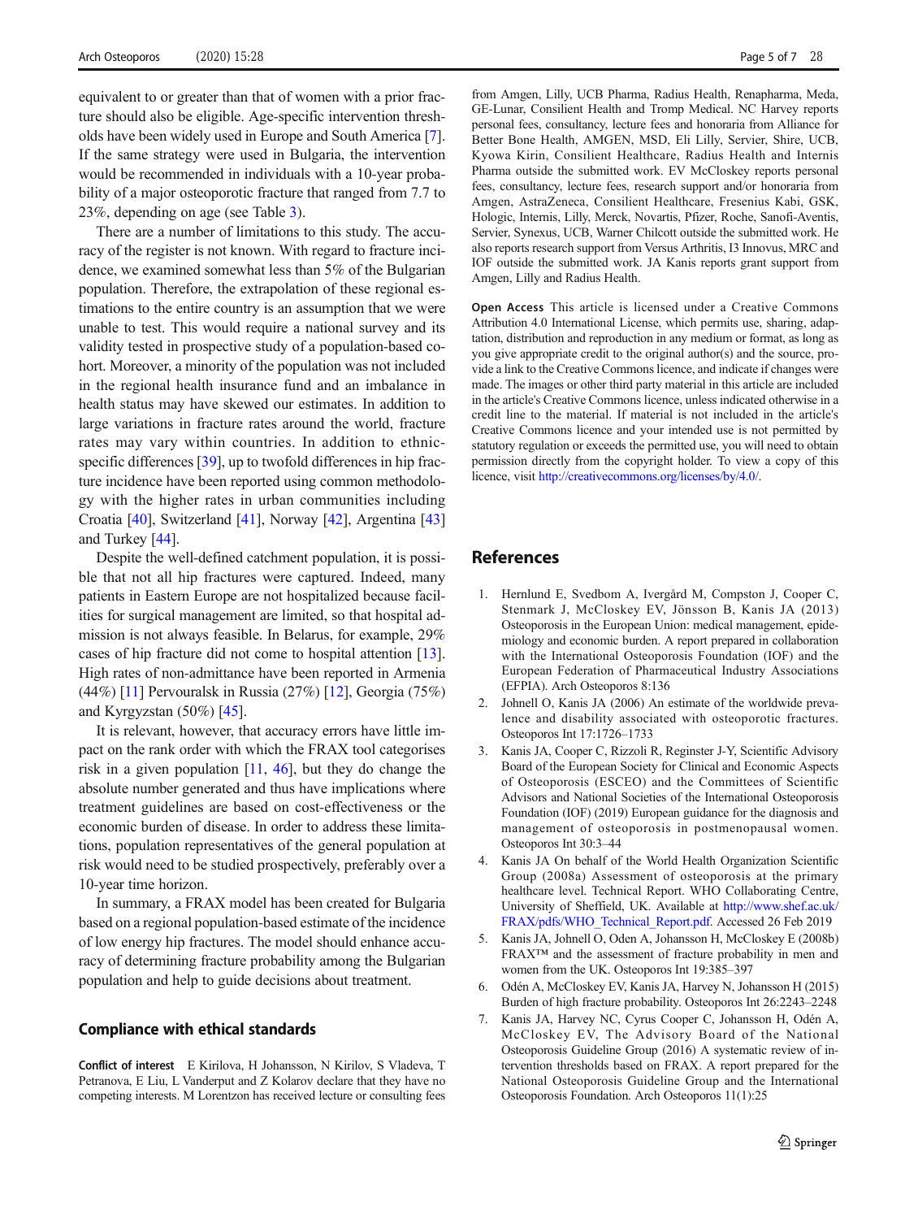equivalent to or greater than that of women with a prior fracture should also be eligible. Age-specific intervention thresholds have been widely used in Europe and South America [7]. If the same strategy were used in Bulgaria, the intervention would be recommended in individuals with a 10-year probability of a major osteoporotic fracture that ranged from 7.7 to 23%, depending on age (see Table 3).

There are a number of limitations to this study. The accuracy of the register is not known. With regard to fracture incidence, we examined somewhat less than 5% of the Bulgarian population. Therefore, the extrapolation of these regional estimations to the entire country is an assumption that we were unable to test. This would require a national survey and its validity tested in prospective study of a population-based cohort. Moreover, a minority of the population was not included in the regional health insurance fund and an imbalance in health status may have skewed our estimates. In addition to large variations in fracture rates around the world, fracture rates may vary within countries. In addition to ethnic-specific differences [39], up to twofold differences in hip fracture incidence have been reported using common methodology with the higher rates in urban communities including Croatia [40], Switzerland [41], Norway [42], Argentina [43] and Turkey [44].

Despite the well-defined catchment population, it is possible that not all hip fractures were captured. Indeed, many patients in Eastern Europe are not hospitalized because facilities for surgical management are limited, so that hospital admission is not always feasible. In Belarus, for example, 29% cases of hip fracture did not come to hospital attention [13]. High rates of non-admittance have been reported in Armenia (44%) [11] Pervouralsk in Russia (27%) [12], Georgia (75%) and Kyrgyzstan (50%) [45].

It is relevant, however, that accuracy errors have little impact on the rank order with which the FRAX tool categorises risk in a given population [11, 46], but they do change the absolute number generated and thus have implications where treatment guidelines are based on cost-effectiveness or the economic burden of disease. In order to address these limitations, population representatives of the general population at risk would need to be studied prospectively, preferably over a 10-year time horizon.

In summary, a FRAX model has been created for Bulgaria based on a regional population-based estimate of the incidence of low energy hip fractures. The model should enhance accuracy of determining fracture probability among the Bulgarian population and help to guide decisions about treatment.

## Compliance with ethical standards

**Conflict of interest** E Kirilova, H Johansson, N Kirilov, S Vladeva, T Petranova, E Liu, L Vanderput and Z Kolarov declare that they have no competing interests. M Lorentzon has received lecture or consulting fees from Amgen, Lilly, UCB Pharma, Radius Health, Renapharma, Meda, GE-Lunar, Consilient Health and Tromp Medical. NC Harvey reports personal fees, consultancy, lecture fees and honoraria from Alliance for Better Bone Health, AMGEN, MSD, Eli Lilly, Servier, Shire, UCB, Kyowa Kirin, Consilient Healthcare, Radius Health and Internis Pharma outside the submitted work. EV McCloskey reports personal fees, consultancy, lecture fees, research support and/or honoraria from Amgen, AstraZeneca, Consilient Healthcare, Fresenius Kabi, GSK, Hologic, Internis, Lilly, Merck, Novartis, Pfizer, Roche, Sanofi-Aventis, Servier, Synexus, UCB, Warner Chilcott outside the submitted work. He also reports research support from Versus Arthritis, I3 Innovus, MRC and IOF outside the submitted work. JA Kanis reports grant support from Amgen, Lilly and Radius Health.

**Open Access** This article is licensed under a Creative Commons Attribution 4.0 International License, which permits use, sharing, adaptation, distribution and reproduction in any medium or format, as long as you give appropriate credit to the original author(s) and the source, provide a link to the Creative Commons licence, and indicate if changes were made. The images or other third party material in this article are included in the article's Creative Commons licence, unless indicated otherwise in a credit line to the material. If material is not included in the article's Creative Commons licence and your intended use is not permitted by statutory regulation or exceeds the permitted use, you will need to obtain permission directly from the copyright holder. To view a copy of this licence, visit http://creativecommons.org/licenses/by/4.0/.

## References

1. Hernlund E, Svedbom A, Ivergård M, Compston J, Cooper C, Stenmark J, McCloskey EV, Jönsson B, Kanis JA (2013) Osteoporosis in the European Union: medical management, epidemiology and economic burden. A report prepared in collaboration with the International Osteoporosis Foundation (IOF) and the European Federation of Pharmaceutical Industry Associations (EFPIA). Arch Osteoporos 8:136
2. Johnell O, Kanis JA (2006) An estimate of the worldwide prevalence and disability associated with osteoporotic fractures. Osteoporos Int 17:1726–1733
3. Kanis JA, Cooper C, Rizzoli R, Reginster J-Y, Scientific Advisory Board of the European Society for Clinical and Economic Aspects of Osteoporosis (ESCEO) and the Committees of Scientific Advisors and National Societies of the International Osteoporosis Foundation (IOF) (2019) European guidance for the diagnosis and management of osteoporosis in postmenopausal women. Osteoporos Int 30:3–44
4. Kanis JA On behalf of the World Health Organization Scientific Group (2008a) Assessment of osteoporosis at the primary healthcare level. Technical Report. WHO Collaborating Centre, University of Sheffield, UK. Available at http://www.shef.ac.uk/FRAX/pdfs/WHO_Technical_Report.pdf. Accessed 26 Feb 2019
5. Kanis JA, Johnell O, Oden A, Johansson H, McCloskey E (2008b) FRAX™ and the assessment of fracture probability in men and women from the UK. Osteoporos Int 19:385–397
6. Odén A, McCloskey EV, Kanis JA, Harvey N, Johansson H (2015) Burden of high fracture probability. Osteoporos Int 26:2243–2248
7. Kanis JA, Harvey NC, Cyrus Cooper C, Johansson H, Odén A, McCloskey EV, The Advisory Board of the National Osteoporosis Guideline Group (2016) A systematic review of intervention thresholds based on FRAX. A report prepared for the National Osteoporosis Guideline Group and the International Osteoporosis Foundation. Arch Osteoporos 11(1):25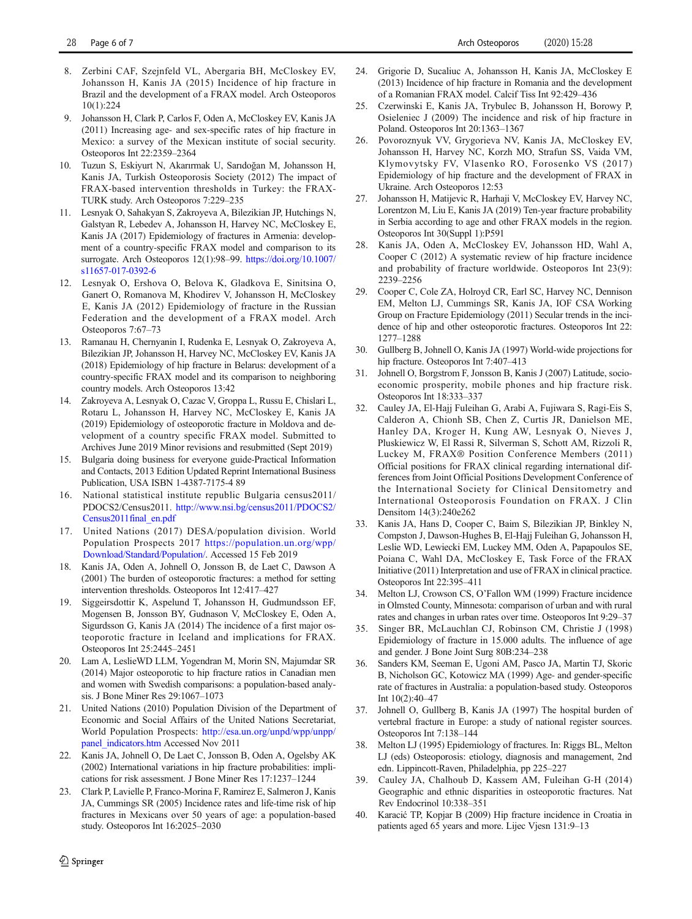8. Zerbini CAF, Szejnfeld VL, Abergaria BH, McCloskey EV, Johansson H, Kanis JA (2015) Incidence of hip fracture in Brazil and the development of a FRAX model. Arch Osteoporos 10(1):224
9. Johansson H, Clark P, Carlos F, Oden A, McCloskey EV, Kanis JA (2011) Increasing age- and sex-specific rates of hip fracture in Mexico: a survey of the Mexican institute of social security. Osteoporos Int 22:2359–2364
10. Tuzun S, Eskiyurt N, Akarırmak U, Sarıdoğan M, Johansson H, Kanis JA, Turkish Osteoporosis Society (2012) The impact of FRAX-based intervention thresholds in Turkey: the FRAX-TURK study. Arch Osteoporos 7:229–235
11. Lesnyak O, Sahakyan S, Zakroyeva A, Bilezikian JP, Hutchings N, Galstyan R, Lebedev A, Johansson H, Harvey NC, McCloskey E, Kanis JA (2017) Epidemiology of fractures in Armenia: development of a country-specific FRAX model and comparison to its surrogate. Arch Osteoporos 12(1):98–99. https://doi.org/10.1007/s11657-017-0392-6
12. Lesnyak O, Ershova O, Belova K, Gladkova E, Sinitsina O, Ganert O, Romanova M, Khodirev V, Johansson H, McCloskey E, Kanis JA (2012) Epidemiology of fracture in the Russian Federation and the development of a FRAX model. Arch Osteoporos 7:67–73
13. Ramanau H, Chernyanin I, Rudenka E, Lesnyak O, Zakroyeva A, Bilezikian JP, Johansson H, Harvey NC, McCloskey EV, Kanis JA (2018) Epidemiology of hip fracture in Belarus: development of a country-specific FRAX model and its comparison to neighboring country models. Arch Osteoporos 13:42
14. Zakroyeva A, Lesnyak O, Cazac V, Groppa L, Russu E, Chislari L, Rotaru L, Johansson H, Harvey NC, McCloskey E, Kanis JA (2019) Epidemiology of osteoporotic fracture in Moldova and development of a country specific FRAX model. Submitted to Archives June 2019 Minor revisions and resubmitted (Sept 2019)
15. Bulgaria doing business for everyone guide-Practical Information and Contacts, 2013 Edition Updated Reprint International Business Publication, USA ISBN 1-4387-7175-4 89
16. National statistical institute republic Bulgaria census2011/PDOCS2/Census2011. http://www.nsi.bg/census2011/PDOCS2/Census2011final_en.pdf
17. United Nations (2017) DESA/population division. World Population Prospects 2017 https://population.un.org/wpp/Download/Standard/Population/. Accessed 15 Feb 2019
18. Kanis JA, Oden A, Johnell O, Jonsson B, de Laet C, Dawson A (2001) The burden of osteoporotic fractures: a method for setting intervention thresholds. Osteoporos Int 12:417–427
19. Siggeirsdottir K, Aspelund T, Johansson H, Gudmundsson EF, Mogensen B, Jonsson BY, Gudnason V, McCloskey E, Oden A, Sigurdsson G, Kanis JA (2014) The incidence of a first major osteoporotic fracture in Iceland and implications for FRAX. Osteoporos Int 25:2445–2451
20. Lam A, LeslieWD LLM, Yogendran M, Morin SN, Majumdar SR (2014) Major osteoporotic to hip fracture ratios in Canadian men and women with Swedish comparisons: a population-based analysis. J Bone Miner Res 29:1067–1073
21. United Nations (2010) Population Division of the Department of Economic and Social Affairs of the United Nations Secretariat, World Population Prospects: http://esa.un.org/unpd/wpp/unpp/panel_indicators.htm Accessed Nov 2011
22. Kanis JA, Johnell O, De Laet C, Jonsson B, Oden A, Ogelsby AK (2002) International variations in hip fracture probabilities: implications for risk assessment. J Bone Miner Res 17:1237–1244
23. Clark P, Lavielle P, Franco-Morina F, Ramirez E, Salmeron J, Kanis JA, Cummings SR (2005) Incidence rates and life-time risk of hip fractures in Mexicans over 50 years of age: a population-based study. Osteoporos Int 16:2025–2030
24. Grigorie D, Sucaliuc A, Johansson H, Kanis JA, McCloskey E (2013) Incidence of hip fracture in Romania and the development of a Romanian FRAX model. Calcif Tiss Int 92:429–436
25. Czerwinski E, Kanis JA, Trybulec B, Johansson H, Borowy P, Osieleniec J (2009) The incidence and risk of hip fracture in Poland. Osteoporos Int 20:1363–1367
26. Povoroznyuk VV, Grygorieva NV, Kanis JA, McCloskey EV, Johansson H, Harvey NC, Korzh MO, Strafun SS, Vaida VM, Klymovytsky FV, Vlasenko RO, Forosenko VS (2017) Epidemiology of hip fracture and the development of FRAX in Ukraine. Arch Osteoporos 12:53
27. Johansson H, Matijevic R, Harhaji V, McCloskey EV, Harvey NC, Lorentzon M, Liu E, Kanis JA (2019) Ten-year fracture probability in Serbia according to age and other FRAX models in the region. Osteoporos Int 30(Suppl 1):P591
28. Kanis JA, Oden A, McCloskey EV, Johansson HD, Wahl A, Cooper C (2012) A systematic review of hip fracture incidence and probability of fracture worldwide. Osteoporos Int 23(9):2239–2256
29. Cooper C, Cole ZA, Holroyd CR, Earl SC, Harvey NC, Dennison EM, Melton LJ, Cummings SR, Kanis JA, IOF CSA Working Group on Fracture Epidemiology (2011) Secular trends in the incidence of hip and other osteoporotic fractures. Osteoporos Int 22:1277–1288
30. Gullberg B, Johnell O, Kanis JA (1997) World-wide projections for hip fracture. Osteoporos Int 7:407–413
31. Johnell O, Borgstrom F, Jonsson B, Kanis J (2007) Latitude, socio-economic prosperity, mobile phones and hip fracture risk. Osteoporos Int 18:333–337
32. Cauley JA, El-Hajj Fuleihan G, Arabi A, Fujiwara S, Ragi-Eis S, Calderon A, Chionh SB, Chen Z, Curtis JR, Danielson ME, Hanley DA, Kroger H, Kung AW, Lesnyak O, Nieves J, Pluskiewicz W, El Rassi R, Silverman S, Schott AM, Rizzoli R, Luckey M, FRAX® Position Conference Members (2011) Official positions for FRAX clinical regarding international differences from Joint Official Positions Development Conference of the International Society for Clinical Densitometry and International Osteoporosis Foundation on FRAX. J Clin Densitom 14(3):240e262
33. Kanis JA, Hans D, Cooper C, Baim S, Bilezikian JP, Binkley N, Compston J, Dawson-Hughes B, El-Hajj Fuleihan G, Johansson H, Leslie WD, Lewiecki EM, Luckey MM, Oden A, Papapoulos SE, Poiana C, Wahl DA, McCloskey E, Task Force of the FRAX Initiative (2011) Interpretation and use of FRAX in clinical practice. Osteoporos Int 22:395–411
34. Melton LJ, Crowson CS, O'Fallon WM (1999) Fracture incidence in Olmsted County, Minnesota: comparison of urban and with rural rates and changes in urban rates over time. Osteoporos Int 9:29–37
35. Singer BR, McLauchlan CJ, Robinson CM, Christie J (1998) Epidemiology of fracture in 15.000 adults. The influence of age and gender. J Bone Joint Surg 80B:234–238
36. Sanders KM, Seeman E, Ugoni AM, Pasco JA, Martin TJ, Skoric B, Nicholson GC, Kotowicz MA (1999) Age- and gender-specific rate of fractures in Australia: a population-based study. Osteoporos Int 10(2):40–47
37. Johnell O, Gullberg B, Kanis JA (1997) The hospital burden of vertebral fracture in Europe: a study of national register sources. Osteoporos Int 7:138–144
38. Melton LJ (1995) Epidemiology of fractures. In: Riggs BL, Melton LJ (eds) Osteoporosis: etiology, diagnosis and management, 2nd edn. Lippincott-Raven, Philadelphia, pp 225–227
39. Cauley JA, Chalhoub D, Kassem AM, Fuleihan G-H (2014) Geographic and ethnic disparities in osteoporotic fractures. Nat Rev Endocrinol 10:338–351
40. Karačić TP, Kopjar B (2009) Hip fracture incidence in Croatia in patients aged 65 years and more. Lijec Vjesn 131:9–13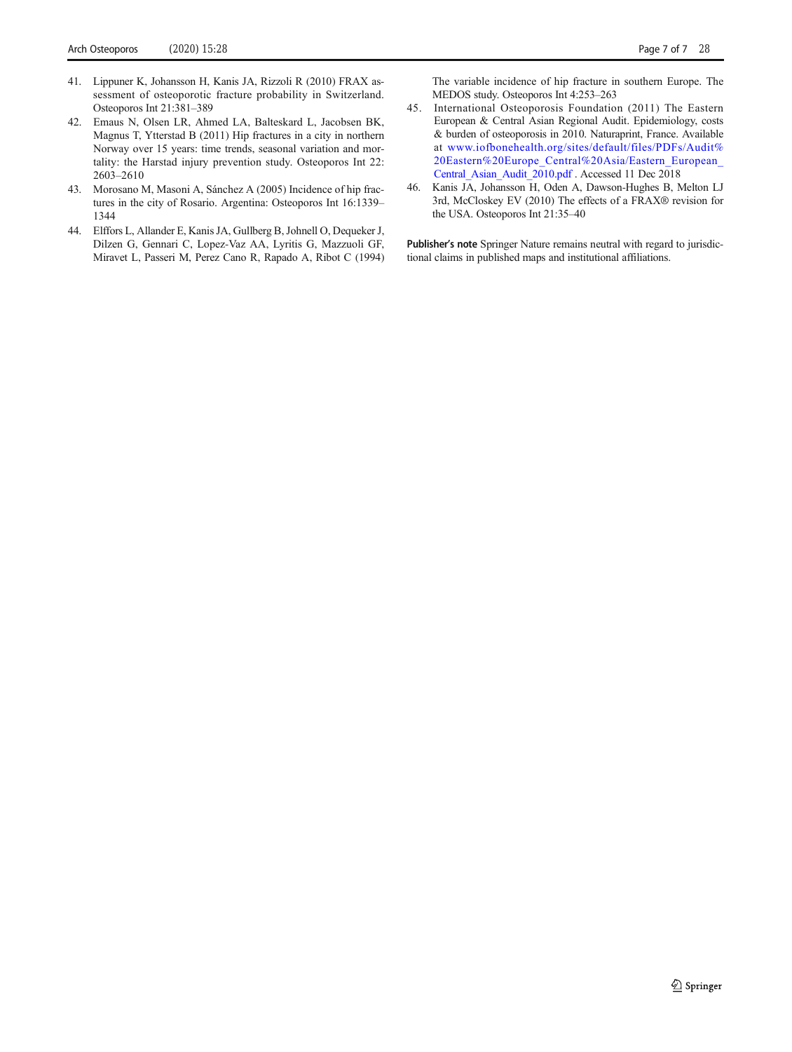41. Lippuner K, Johansson H, Kanis JA, Rizzoli R (2010) FRAX assessment of osteoporotic fracture probability in Switzerland. Osteoporos Int 21:381–389
42. Emaus N, Olsen LR, Ahmed LA, Balteskard L, Jacobsen BK, Magnus T, Ytterstad B (2011) Hip fractures in a city in northern Norway over 15 years: time trends, seasonal variation and mortality: the Harstad injury prevention study. Osteoporos Int 22: 2603–2610
43. Morosano M, Masoni A, Sánchez A (2005) Incidence of hip fractures in the city of Rosario. Argentina: Osteoporos Int 16:1339–1344
44. Elffors L, Allander E, Kanis JA, Gullberg B, Johnell O, Dequeker J, Dilzen G, Gennari C, Lopez-Vaz AA, Lyritis G, Mazzuoli GF, Miravet L, Passeri M, Perez Cano R, Rapado A, Ribot C (1994) The variable incidence of hip fracture in southern Europe. The MEDOS study. Osteoporos Int 4:253–263
45. International Osteoporosis Foundation (2011) The Eastern European & Central Asian Regional Audit. Epidemiology, costs & burden of osteoporosis in 2010. Naturaprint, France. Available at www.iofbonehealth.org/sites/default/files/PDFs/Audit%20Eastern%20Europe_Central%20Asia/Eastern_European_Central_Asian_Audit_2010.pdf . Accessed 11 Dec 2018
46. Kanis JA, Johansson H, Oden A, Dawson-Hughes B, Melton LJ 3rd, McCloskey EV (2010) The effects of a FRAX® revision for the USA. Osteoporos Int 21:35–40

**Publisher's note** Springer Nature remains neutral with regard to jurisdictional claims in published maps and institutional affiliations.